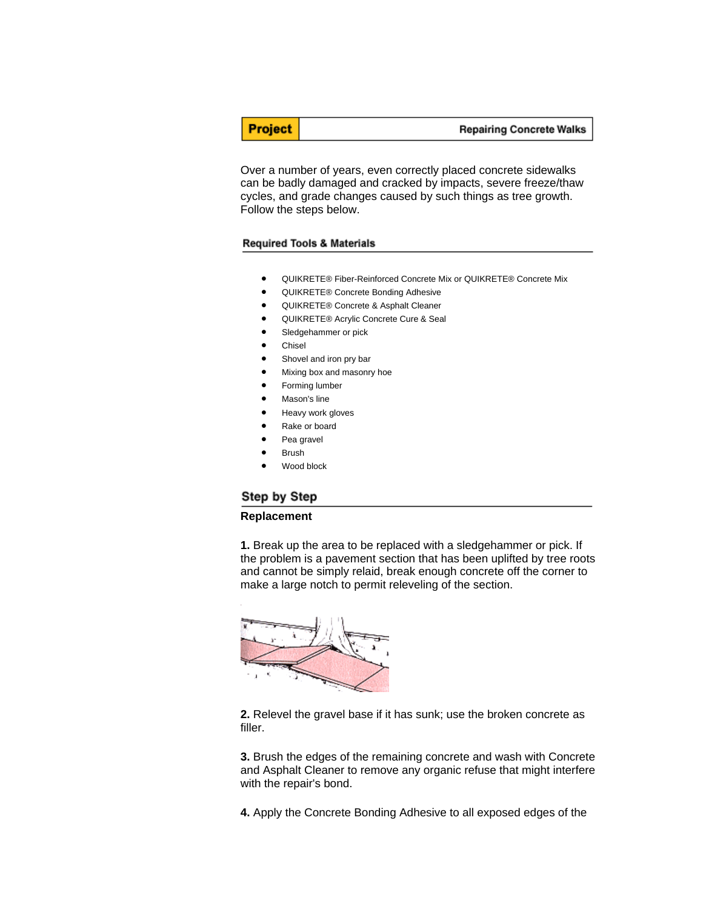**Project** | **Repairing Concrete Walks**

Over a number of years, even correctly placed concrete sidewalks can be badly damaged and cracked by impacts, severe freeze/thaw cycles, and grade changes caused by such things as tree growth. Follow the steps below.

### Required Tools & Materials

- QUIKRETE® Fiber-Reinforced Concrete Mix or QUIKRETE® Concrete Mix
- QUIKRETE® Concrete Bonding Adhesive
- QUIKRETE® Concrete & Asphalt Cleaner
- QUIKRETE® Acrylic Concrete Cure & Seal
- Sledgehammer or pick
- Chisel
- Shovel and iron pry bar
- Mixing box and masonry hoe
- Forming lumber
- Mason's line
- Heavy work gloves
- Rake or board
- Pea gravel
- Brush
- Wood block

## Step by Step

### Replacement

**1.** Break up the area to be replaced with a sledgehammer or pick. If the problem is a pavement section that has been uplifted by tree roots and cannot be simply relaid, break enough concrete off the corner to make a large notch to permit releveling of the section.

**2.** Relevel the gravel base if it has sunk; use the broken concrete as filler.

**3.** Brush the edges of the remaining concrete and wash with Concrete and Asphalt Cleaner to remove any organic refuse that might interfere with the repair's bond.

**4.** Apply the Concrete Bonding Adhesive to all exposed edges of the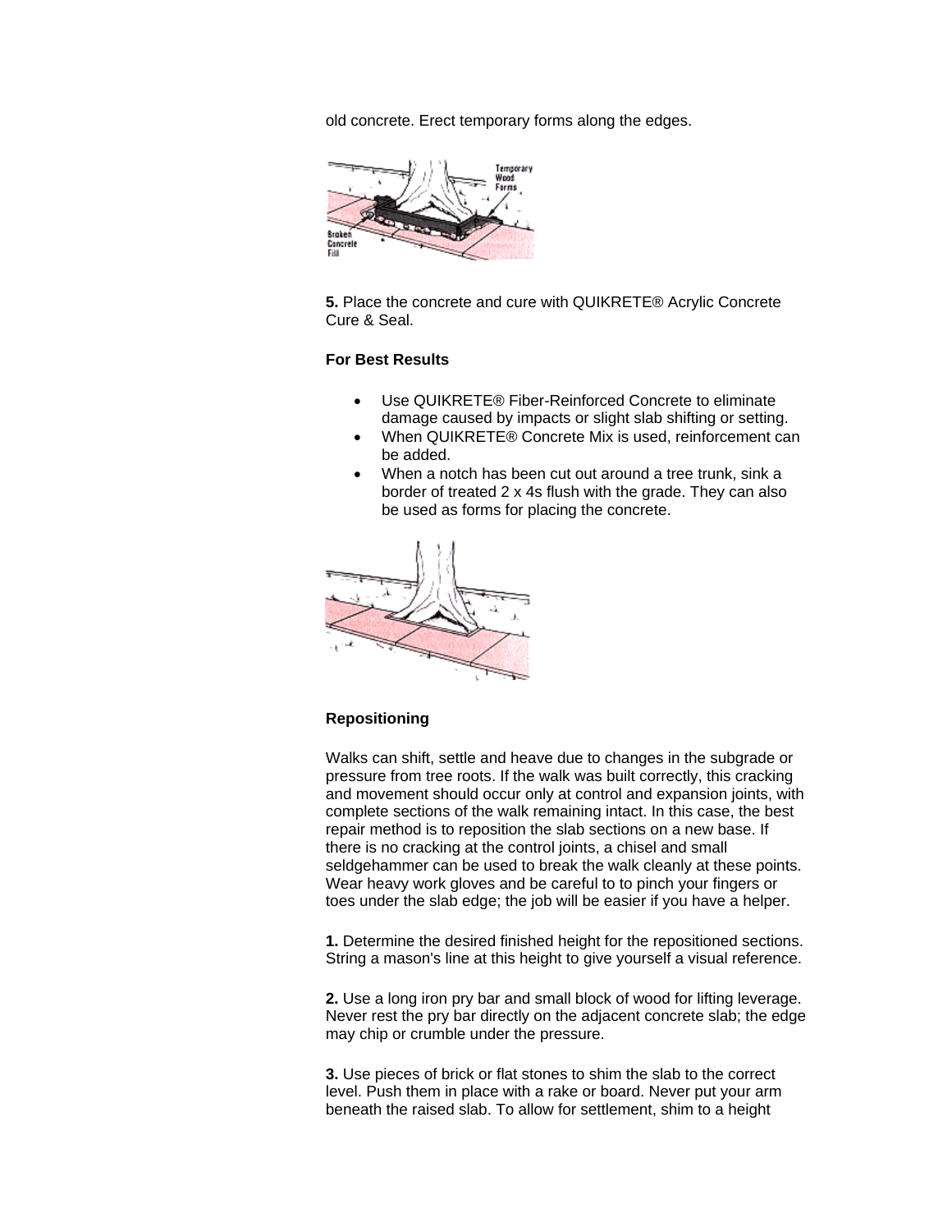old concrete. Erect temporary forms along the edges.

**5.** Place the concrete and cure with QUIKRETE® Acrylic Concrete Cure & Seal.

**For Best Results**

- Use QUIKRETE® Fiber-Reinforced Concrete to eliminate damage caused by impacts or slight slab shifting or setting.
- When QUIKRETE® Concrete Mix is used, reinforcement can be added.
- When a notch has been cut out around a tree trunk, sink a border of treated 2 x 4s flush with the grade. They can also be used as forms for placing the concrete.

**Repositioning**

Walks can shift, settle and heave due to changes in the subgrade or pressure from tree roots. If the walk was built correctly, this cracking and movement should occur only at control and expansion joints, with complete sections of the walk remaining intact. In this case, the best repair method is to reposition the slab sections on a new base. If there is no cracking at the control joints, a chisel and small seldgehammer can be used to break the walk cleanly at these points. Wear heavy work gloves and be careful to to pinch your fingers or toes under the slab edge; the job will be easier if you have a helper.

**1.** Determine the desired finished height for the repositioned sections. String a mason's line at this height to give yourself a visual reference.

**2.** Use a long iron pry bar and small block of wood for lifting leverage. Never rest the pry bar directly on the adjacent concrete slab; the edge may chip or crumble under the pressure.

**3.** Use pieces of brick or flat stones to shim the slab to the correct level. Push them in place with a rake or board. Never put your arm beneath the raised slab. To allow for settlement, shim to a height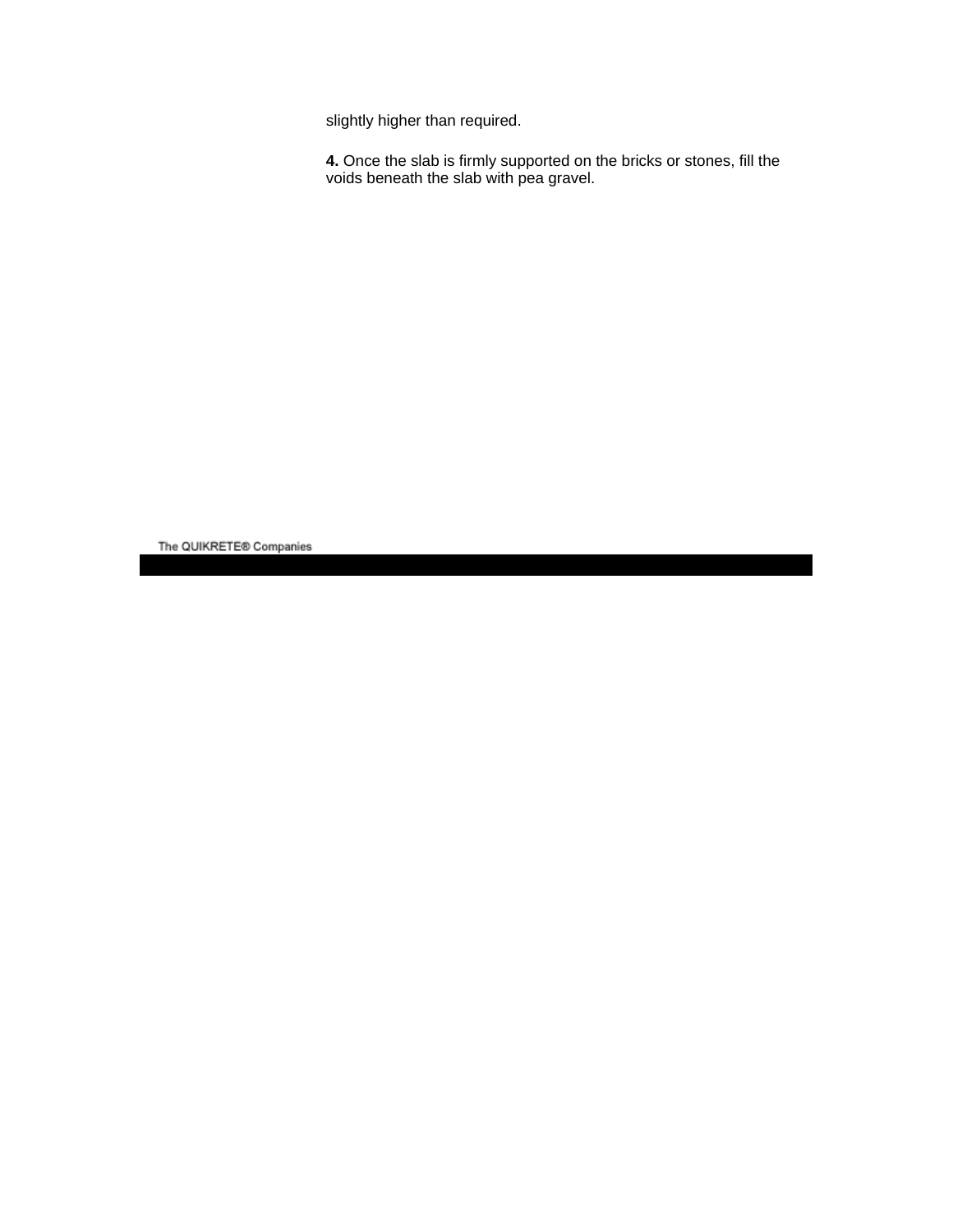slightly higher than required.

**4.** Once the slab is firmly supported on the bricks or stones, fill the voids beneath the slab with pea gravel.